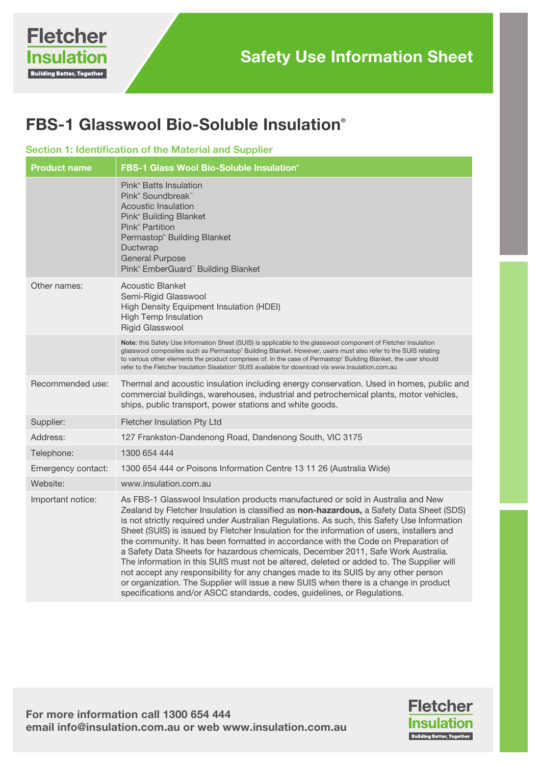# Safety Use Information Sheet

## FBS-1 Glasswool Bio-Soluble Insulation®

### Section 1: Identification of the Material and Supplier

| Product name | FBS-1 Glass Wool Bio-Soluble Insulation® |
|---|---|
| | Pink® Batts Insulation<br>Pink® Soundbreak™<br>Acoustic Insulation<br>Pink® Building Blanket<br>Pink® Partition<br>Permastop® Building Blanket<br>Ductwrap<br>General Purpose<br>Pink® EmberGuard™ Building Blanket |
| Other names: | Acoustic Blanket<br>Semi-Rigid Glasswool<br>High Density Equipment Insulation (HDEI)<br>High Temp Insulation<br>Rigid Glasswool |
| | **Note**: this Safety Use Information Sheet (SUIS) is applicable to the glasswool component of Fletcher Insulation glasswool composites such as Permastop® Building Blanket. However, users must also refer to the SUIS relating to various other elements the product comprises of. In the case of Permastop® Building Blanket, the user should refer to the Fletcher Insulation Sisalation® SUIS available for download via www.insulation.com.au |
| Recommended use: | Thermal and acoustic insulation including energy conservation. Used in homes, public and commercial buildings, warehouses, industrial and petrochemical plants, motor vehicles, ships, public transport, power stations and white goods. |
| Supplier: | Fletcher Insulation Pty Ltd |
| Address: | 127 Frankston-Dandenong Road, Dandenong South, VIC 3175 |
| Telephone: | 1300 654 444 |
| Emergency contact: | 1300 654 444 or Poisons Information Centre 13 11 26 (Australia Wide) |
| Website: | www.insulation.com.au |
| Important notice: | As FBS-1 Glasswool Insulation products manufactured or sold in Australia and New Zealand by Fletcher Insulation is classified as **non-hazardous,** a Safety Data Sheet (SDS) is not strictly required under Australian Regulations. As such, this Safety Use Information Sheet (SUIS) is issued by Fletcher Insulation for the information of users, installers and the community. It has been formatted in accordance with the Code on Preparation of a Safety Data Sheets for hazardous chemicals, December 2011, Safe Work Australia. The information in this SUIS must not be altered, deleted or added to. The Supplier will not accept any responsibility for any changes made to its SUIS by any other person or organization. The Supplier will issue a new SUIS when there is a change in product specifications and/or ASCC standards, codes, guidelines, or Regulations. |

**For more information call 1300 654 444**
**email info@insulation.com.au or web www.insulation.com.au**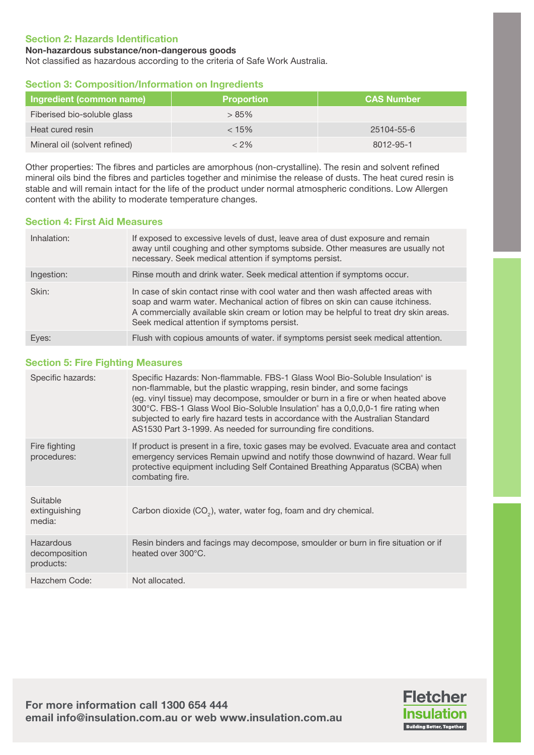## Section 2: Hazards Identification

**Non-hazardous substance/non-dangerous goods**

Not classified as hazardous according to the criteria of Safe Work Australia.

## Section 3: Composition/Information on Ingredients

| Ingredient (common name) | Proportion | CAS Number |
|---|---|---|
| Fiberised bio-soluble glass | > 85% | |
| Heat cured resin | < 15% | 25104-55-6 |
| Mineral oil (solvent refined) | < 2% | 8012-95-1 |

Other properties: The fibres and particles are amorphous (non-crystalline). The resin and solvent refined mineral oils bind the fibres and particles together and minimise the release of dusts. The heat cured resin is stable and will remain intact for the life of the product under normal atmospheric conditions. Low Allergen content with the ability to moderate temperature changes.

## Section 4: First Aid Measures

| | |
|---|---|
| Inhalation: | If exposed to excessive levels of dust, leave area of dust exposure and remain away until coughing and other symptoms subside. Other measures are usually not necessary. Seek medical attention if symptoms persist. |
| Ingestion: | Rinse mouth and drink water. Seek medical attention if symptoms occur. |
| Skin: | In case of skin contact rinse with cool water and then wash affected areas with soap and warm water. Mechanical action of fibres on skin can cause itchiness. A commercially available skin cream or lotion may be helpful to treat dry skin areas. Seek medical attention if symptoms persist. |
| Eyes: | Flush with copious amounts of water. if symptoms persist seek medical attention. |

## Section 5: Fire Fighting Measures

| | |
|---|---|
| Specific hazards: | Specific Hazards: Non-flammable. FBS-1 Glass Wool Bio-Soluble Insulation® is non-flammable, but the plastic wrapping, resin binder, and some facings (eg. vinyl tissue) may decompose, smoulder or burn in a fire or when heated above 300°C. FBS-1 Glass Wool Bio-Soluble Insulation® has a 0,0,0,0-1 fire rating when subjected to early fire hazard tests in accordance with the Australian Standard AS1530 Part 3-1999. As needed for surrounding fire conditions. |
| Fire fighting procedures: | If product is present in a fire, toxic gases may be evolved. Evacuate area and contact emergency services Remain upwind and notify those downwind of hazard. Wear full protective equipment including Self Contained Breathing Apparatus (SCBA) when combating fire. |
| Suitable extinguishing media: | Carbon dioxide ($CO_2$), water, water fog, foam and dry chemical. |
| Hazardous decomposition products: | Resin binders and facings may decompose, smoulder or burn in fire situation or if heated over 300°C. |
| Hazchem Code: | Not allocated. |

**For more information call 1300 654 444**
**email info@insulation.com.au or web www.insulation.com.au**

Fletcher Insulation
Building Better, Together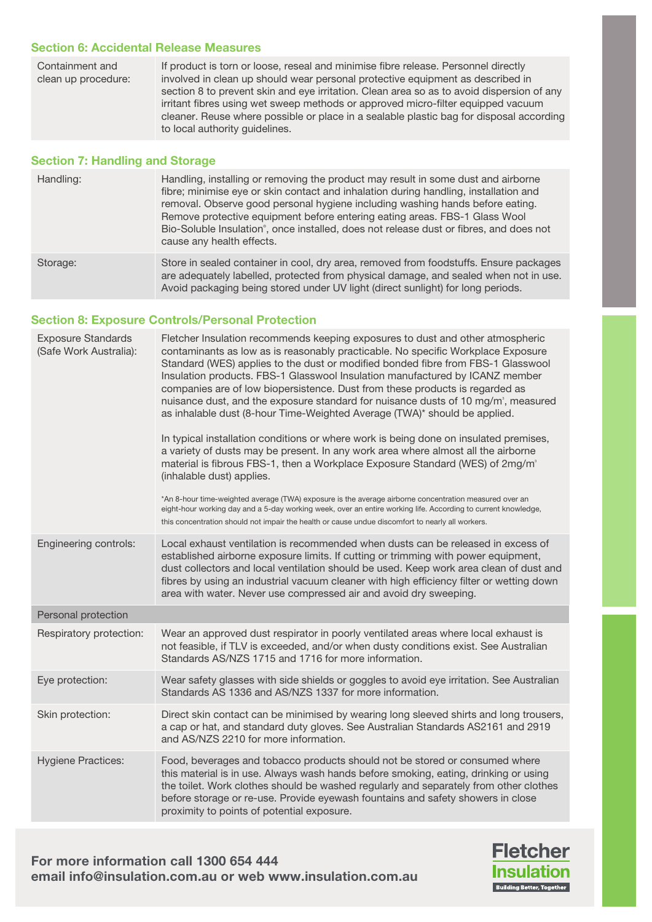## Section 6: Accidental Release Measures

| | |
|---|---|
| Containment and clean up procedure: | If product is torn or loose, reseal and minimise fibre release. Personnel directly involved in clean up should wear personal protective equipment as described in section 8 to prevent skin and eye irritation. Clean area so as to avoid dispersion of any irritant fibres using wet sweep methods or approved micro-filter equipped vacuum cleaner. Reuse where possible or place in a sealable plastic bag for disposal according to local authority guidelines. |

## Section 7: Handling and Storage

| | |
|---|---|
| Handling: | Handling, installing or removing the product may result in some dust and airborne fibre; minimise eye or skin contact and inhalation during handling, installation and removal. Observe good personal hygiene including washing hands before eating. Remove protective equipment before entering eating areas. FBS-1 Glass Wool Bio-Soluble Insulation®, once installed, does not release dust or fibres, and does not cause any health effects. |
| Storage: | Store in sealed container in cool, dry area, removed from foodstuffs. Ensure packages are adequately labelled, protected from physical damage, and sealed when not in use. Avoid packaging being stored under UV light (direct sunlight) for long periods. |

## Section 8: Exposure Controls/Personal Protection

| | |
|---|---|
| Exposure Standards (Safe Work Australia): | Fletcher Insulation recommends keeping exposures to dust and other atmospheric contaminants as low as is reasonably practicable. No specific Workplace Exposure Standard (WES) applies to the dust or modified bonded fibre from FBS-1 Glasswool Insulation products. FBS-1 Glasswool Insulation manufactured by ICANZ member companies are of low biopersistence. Dust from these products is regarded as nuisance dust, and the exposure standard for nuisance dusts of 10 $mg/m^3$, measured as inhalable dust (8-hour Time-Weighted Average (TWA)* should be applied.<br><br>In typical installation conditions or where work is being done on insulated premises, a variety of dusts may be present. In any work area where almost all the airborne material is fibrous FBS-1, then a Workplace Exposure Standard (WES) of 2$mg/m^3$ (inhalable dust) applies.<br><br>*An 8-hour time-weighted average (TWA) exposure is the average airborne concentration measured over an eight-hour working day and a 5-day working week, over an entire working life. According to current knowledge, this concentration should not impair the health or cause undue discomfort to nearly all workers. |
| Engineering controls: | Local exhaust ventilation is recommended when dusts can be released in excess of established airborne exposure limits. If cutting or trimming with power equipment, dust collectors and local ventilation should be used. Keep work area clean of dust and fibres by using an industrial vacuum cleaner with high efficiency filter or wetting down area with water. Never use compressed air and avoid dry sweeping. |
| **Personal protection** | |
| Respiratory protection: | Wear an approved dust respirator in poorly ventilated areas where local exhaust is not feasible, if TLV is exceeded, and/or when dusty conditions exist. See Australian Standards AS/NZS 1715 and 1716 for more information. |
| Eye protection: | Wear safety glasses with side shields or goggles to avoid eye irritation. See Australian Standards AS 1336 and AS/NZS 1337 for more information. |
| Skin protection: | Direct skin contact can be minimised by wearing long sleeved shirts and long trousers, a cap or hat, and standard duty gloves. See Australian Standards AS2161 and 2919 and AS/NZS 2210 for more information. |
| Hygiene Practices: | Food, beverages and tobacco products should not be stored or consumed where this material is in use. Always wash hands before smoking, eating, drinking or using the toilet. Work clothes should be washed regularly and separately from other clothes before storage or re-use. Provide eyewash fountains and safety showers in close proximity to points of potential exposure. |

**For more information call 1300 654 444**
**email info@insulation.com.au or web www.insulation.com.au**

Fletcher Insulation
Building Better, Together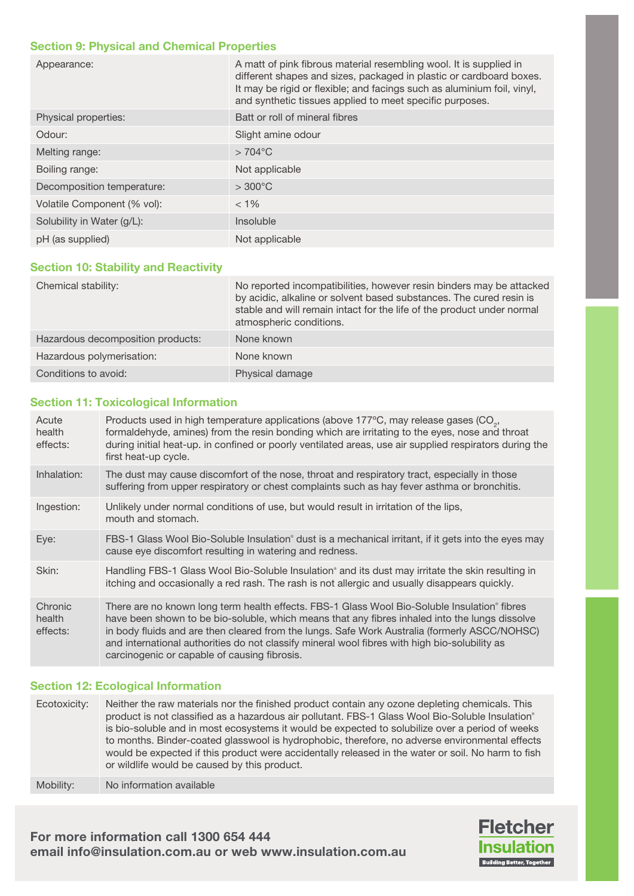## Section 9: Physical and Chemical Properties

| | |
|---|---|
| Appearance: | A matt of pink fibrous material resembling wool. It is supplied in different shapes and sizes, packaged in plastic or cardboard boxes. It may be rigid or flexible; and facings such as aluminium foil, vinyl, and synthetic tissues applied to meet specific purposes. |
| Physical properties: | Batt or roll of mineral fibres |
| Odour: | Slight amine odour |
| Melting range: | > 704°C |
| Boiling range: | Not applicable |
| Decomposition temperature: | > 300°C |
| Volatile Component (% vol): | < 1% |
| Solubility in Water (g/L): | Insoluble |
| pH (as supplied) | Not applicable |

## Section 10: Stability and Reactivity

| | |
|---|---|
| Chemical stability: | No reported incompatibilities, however resin binders may be attacked by acidic, alkaline or solvent based substances. The cured resin is stable and will remain intact for the life of the product under normal atmospheric conditions. |
| Hazardous decomposition products: | None known |
| Hazardous polymerisation: | None known |
| Conditions to avoid: | Physical damage |

## Section 11: Toxicological Information

| | |
|---|---|
| Acute health effects: | Products used in high temperature applications (above 177ºC, may release gases ($CO_2$, formaldehyde, amines) from the resin bonding which are irritating to the eyes, nose and throat during initial heat-up. in confined or poorly ventilated areas, use air supplied respirators during the first heat-up cycle. |
| Inhalation: | The dust may cause discomfort of the nose, throat and respiratory tract, especially in those suffering from upper respiratory or chest complaints such as hay fever asthma or bronchitis. |
| Ingestion: | Unlikely under normal conditions of use, but would result in irritation of the lips, mouth and stomach. |
| Eye: | FBS-1 Glass Wool Bio-Soluble Insulation® dust is a mechanical irritant, if it gets into the eyes may cause eye discomfort resulting in watering and redness. |
| Skin: | Handling FBS-1 Glass Wool Bio-Soluble Insulation® and its dust may irritate the skin resulting in itching and occasionally a red rash. The rash is not allergic and usually disappears quickly. |
| Chronic health effects: | There are no known long term health effects. FBS-1 Glass Wool Bio-Soluble Insulation® fibres have been shown to be bio-soluble, which means that any fibres inhaled into the lungs dissolve in body fluids and are then cleared from the lungs. Safe Work Australia (formerly ASCC/NOHSC) and international authorities do not classify mineral wool fibres with high bio-solubility as carcinogenic or capable of causing fibrosis. |

## Section 12: Ecological Information

| | |
|---|---|
| Ecotoxicity: | Neither the raw materials nor the finished product contain any ozone depleting chemicals. This product is not classified as a hazardous air pollutant. FBS-1 Glass Wool Bio-Soluble Insulation® is bio-soluble and in most ecosystems it would be expected to solubilize over a period of weeks to months. Binder-coated glasswool is hydrophobic, therefore, no adverse environmental effects would be expected if this product were accidentally released in the water or soil. No harm to fish or wildlife would be caused by this product. |
| Mobility: | No information available |

**For more information call 1300 654 444**
**email info@insulation.com.au or web www.insulation.com.au**

Fletcher Insulation
Building Better, Together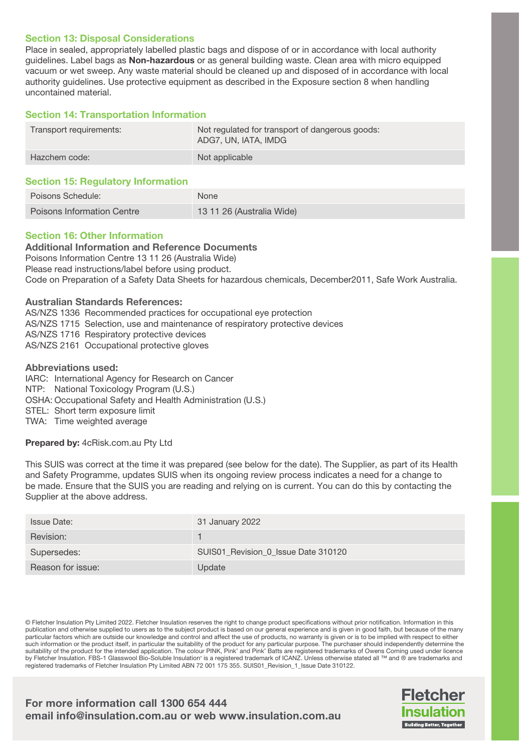## Section 13: Disposal Considerations

Place in sealed, appropriately labelled plastic bags and dispose of or in accordance with local authority guidelines. Label bags as **Non-hazardous** or as general building waste. Clean area with micro equipped vacuum or wet sweep. Any waste material should be cleaned up and disposed of in accordance with local authority guidelines. Use protective equipment as described in the Exposure section 8 when handling uncontained material.

## Section 14: Transportation Information

| | |
|---|---|
| Transport requirements: | Not regulated for transport of dangerous goods: ADG7, UN, IATA, IMDG |
| Hazchem code: | Not applicable |

## Section 15: Regulatory Information

| | |
|---|---|
| Poisons Schedule: | None |
| Poisons Information Centre | 13 11 26 (Australia Wide) |

## Section 16: Other Information

### Additional Information and Reference Documents

Poisons Information Centre 13 11 26 (Australia Wide)
Please read instructions/label before using product.
Code on Preparation of a Safety Data Sheets for hazardous chemicals, December2011, Safe Work Australia.

### Australian Standards References:

AS/NZS 1336 Recommended practices for occupational eye protection
AS/NZS 1715 Selection, use and maintenance of respiratory protective devices
AS/NZS 1716 Respiratory protective devices
AS/NZS 2161 Occupational protective gloves

### Abbreviations used:

IARC: International Agency for Research on Cancer
NTP: National Toxicology Program (U.S.)
OSHA: Occupational Safety and Health Administration (U.S.)
STEL: Short term exposure limit
TWA: Time weighted average

**Prepared by:** 4cRisk.com.au Pty Ltd

This SUIS was correct at the time it was prepared (see below for the date). The Supplier, as part of its Health and Safety Programme, updates SUIS when its ongoing review process indicates a need for a change to be made. Ensure that the SUIS you are reading and relying on is current. You can do this by contacting the Supplier at the above address.

| | |
|---|---|
| Issue Date: | 31 January 2022 |
| Revision: | 1 |
| Supersedes: | SUIS01_Revision_0_Issue Date 310120 |
| Reason for issue: | Update |

© Fletcher Insulation Pty Limited 2022. Fletcher Insulation reserves the right to change product specifications without prior notification. Information in this publication and otherwise supplied to users as to the subject product is based on our general experience and is given in good faith, but because of the many particular factors which are outside our knowledge and control and affect the use of products, no warranty is given or is to be implied with respect to either such information or the product itself, in particular the suitability of the product for any particular purpose. The purchaser should independently determine the suitability of the product for the intended application. The colour PINK, Pink® and Pink® Batts are registered trademarks of Owens Corning used under licence by Fletcher Insulation. FBS-1 Glasswool Bio-Soluble Insulation® is a registered trademark of ICANZ. Unless otherwise stated all ™ and ® are trademarks and registered trademarks of Fletcher Insulation Pty Limited ABN 72 001 175 355. SUIS01_Revision_1_Issue Date 310122.

**For more information call 1300 654 444**
**email info@insulation.com.au or web www.insulation.com.au**

Fletcher Insulation
Building Better, Together